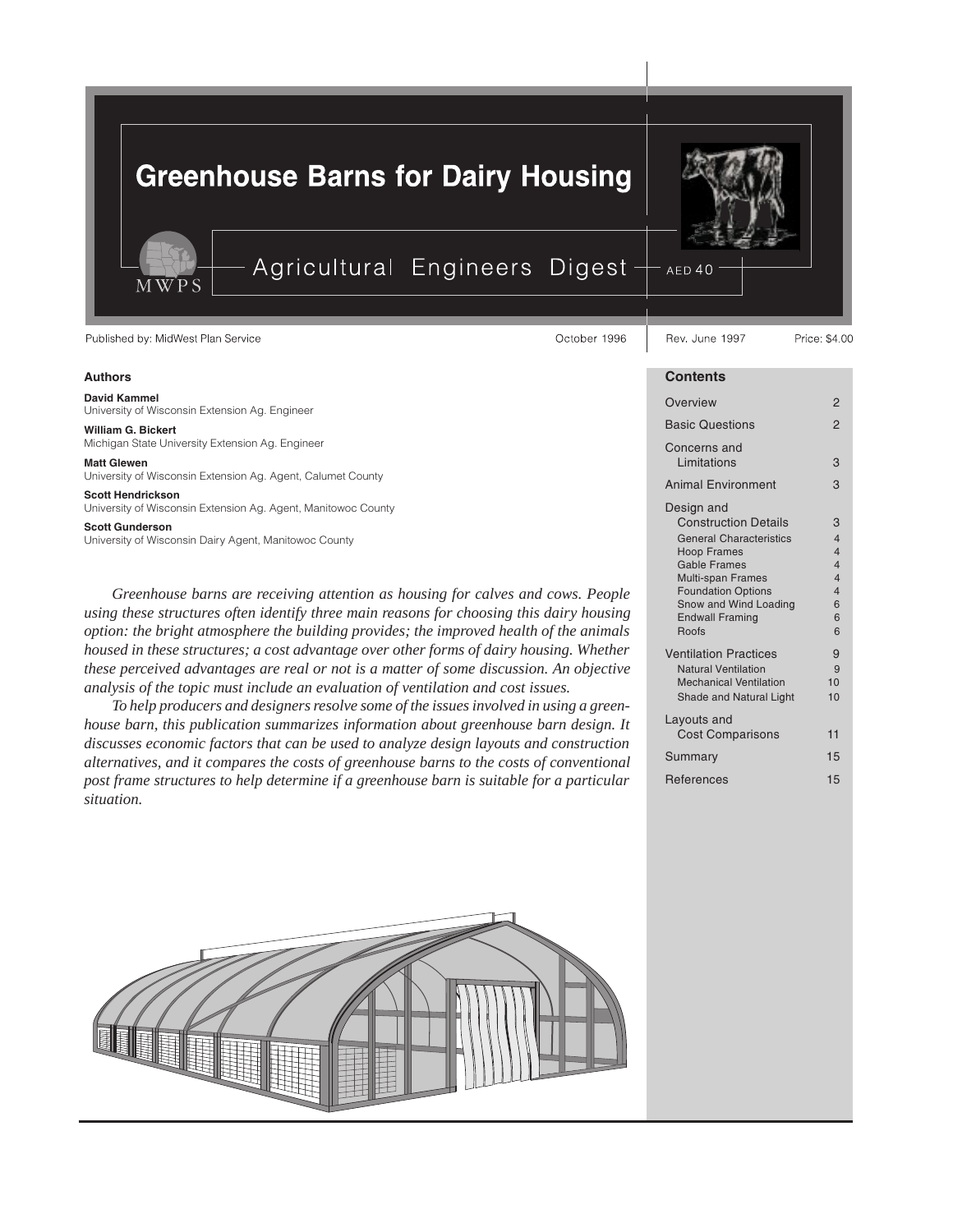# Greenhouse Barns for Dairy Housing

Agricultural Engineers Digest — AED 40

MWPS

Published by: MidWest Plan Service — October 1996 — Rev. June 1997 — Price: $4.00

### Authors

**David Kammel**
University of Wisconsin Extension Ag. Engineer

**William G. Bickert**
Michigan State University Extension Ag. Engineer

**Matt Glewen**
University of Wisconsin Extension Ag. Agent, Calumet County

**Scott Hendrickson**
University of Wisconsin Extension Ag. Agent, Manitowoc County

**Scott Gunderson**
University of Wisconsin Dairy Agent, Manitowoc County

*Greenhouse barns are receiving attention as housing for calves and cows. People using these structures often identify three main reasons for choosing this dairy housing option: the bright atmosphere the building provides; the improved health of the animals housed in these structures; a cost advantage over other forms of dairy housing. Whether these perceived advantages are real or not is a matter of some discussion. An objective analysis of the topic must include an evaluation of ventilation and cost issues.*

*To help producers and designers resolve some of the issues involved in using a greenhouse barn, this publication summarizes information about greenhouse barn design. It discusses economic factors that can be used to analyze design layouts and construction alternatives, and it compares the costs of greenhouse barns to the costs of conventional post frame structures to help determine if a greenhouse barn is suitable for a particular situation.*

### Contents

| | |
|---|---|
| Overview | 2 |
| Basic Questions | 2 |
| Concerns and Limitations | 3 |
| Animal Environment | 3 |
| Design and Construction Details | 3 |
| General Characteristics | 4 |
| Hoop Frames | 4 |
| Gable Frames | 4 |
| Multi-span Frames | 4 |
| Foundation Options | 4 |
| Snow and Wind Loading | 6 |
| Endwall Framing | 6 |
| Roofs | 6 |
| Ventilation Practices | 9 |
| Natural Ventilation | 9 |
| Mechanical Ventilation | 10 |
| Shade and Natural Light | 10 |
| Layouts and Cost Comparisons | 11 |
| Summary | 15 |
| References | 15 |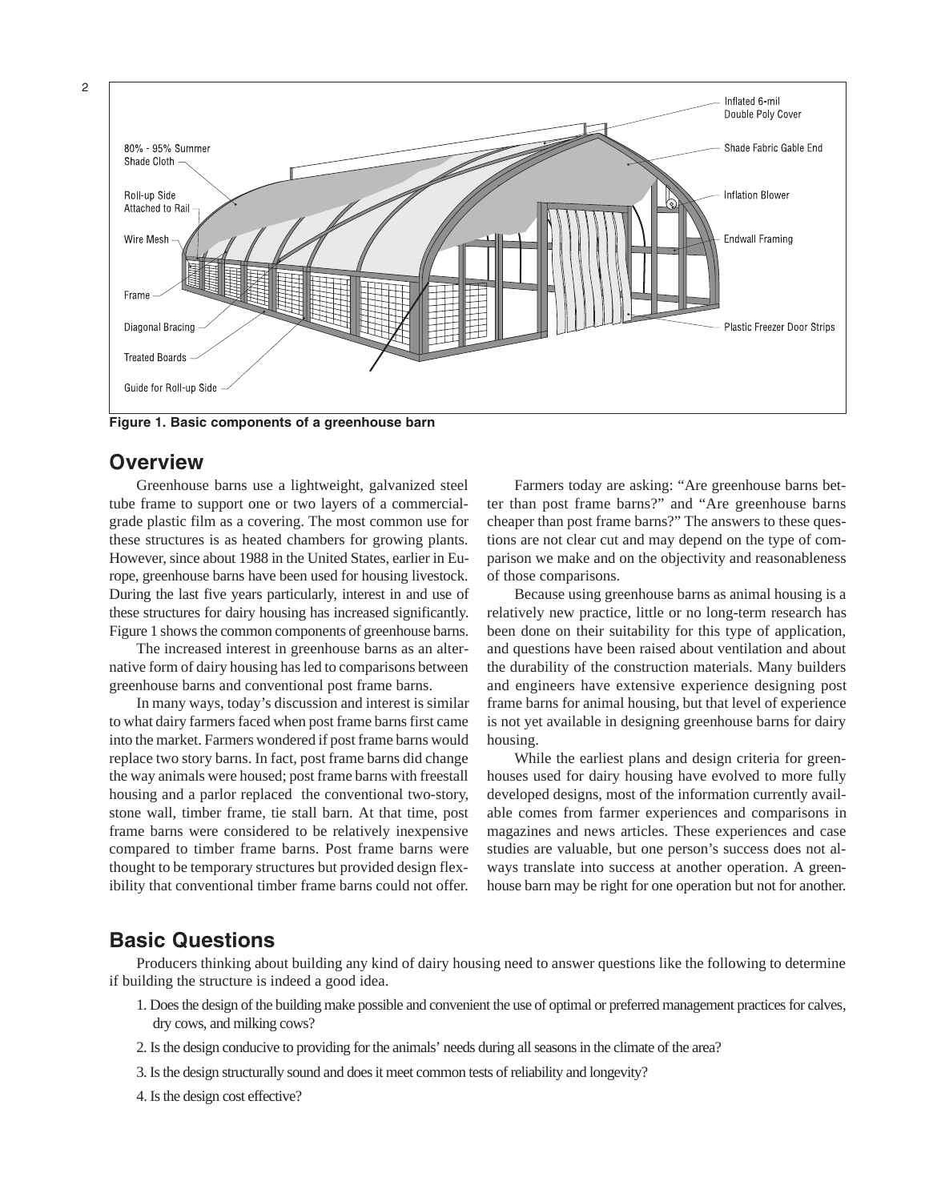**Figure 1. Basic components of a greenhouse barn**

## Overview

Greenhouse barns use a lightweight, galvanized steel tube frame to support one or two layers of a commercial-grade plastic film as a covering. The most common use for these structures is as heated chambers for growing plants. However, since about 1988 in the United States, earlier in Europe, greenhouse barns have been used for housing livestock. During the last five years particularly, interest in and use of these structures for dairy housing has increased significantly. Figure 1 shows the common components of greenhouse barns.

The increased interest in greenhouse barns as an alternative form of dairy housing has led to comparisons between greenhouse barns and conventional post frame barns.

In many ways, today's discussion and interest is similar to what dairy farmers faced when post frame barns first came into the market. Farmers wondered if post frame barns would replace two story barns. In fact, post frame barns did change the way animals were housed; post frame barns with freestall housing and a parlor replaced the conventional two-story, stone wall, timber frame, tie stall barn. At that time, post frame barns were considered to be relatively inexpensive compared to timber frame barns. Post frame barns were thought to be temporary structures but provided design flexibility that conventional timber frame barns could not offer.

Farmers today are asking: "Are greenhouse barns better than post frame barns?" and "Are greenhouse barns cheaper than post frame barns?" The answers to these questions are not clear cut and may depend on the type of comparison we make and on the objectivity and reasonableness of those comparisons.

Because using greenhouse barns as animal housing is a relatively new practice, little or no long-term research has been done on their suitability for this type of application, and questions have been raised about ventilation and about the durability of the construction materials. Many builders and engineers have extensive experience designing post frame barns for animal housing, but that level of experience is not yet available in designing greenhouse barns for dairy housing.

While the earliest plans and design criteria for greenhouses used for dairy housing have evolved to more fully developed designs, most of the information currently available comes from farmer experiences and comparisons in magazines and news articles. These experiences and case studies are valuable, but one person's success does not always translate into success at another operation. A greenhouse barn may be right for one operation but not for another.

## Basic Questions

Producers thinking about building any kind of dairy housing need to answer questions like the following to determine if building the structure is indeed a good idea.

1. Does the design of the building make possible and convenient the use of optimal or preferred management practices for calves, dry cows, and milking cows?
2. Is the design conducive to providing for the animals' needs during all seasons in the climate of the area?
3. Is the design structurally sound and does it meet common tests of reliability and longevity?
4. Is the design cost effective?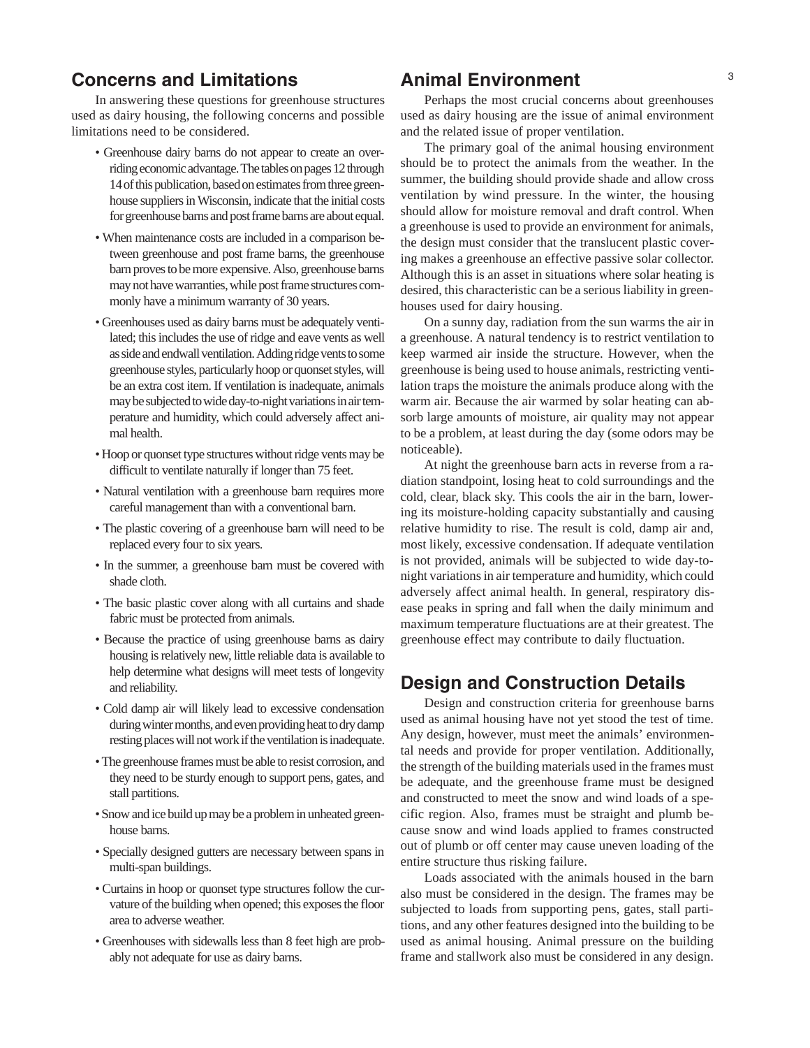## Concerns and Limitations

In answering these questions for greenhouse structures used as dairy housing, the following concerns and possible limitations need to be considered.

- Greenhouse dairy barns do not appear to create an overriding economic advantage. The tables on pages 12 through 14 of this publication, based on estimates from three greenhouse suppliers in Wisconsin, indicate that the initial costs for greenhouse barns and post frame barns are about equal.
- When maintenance costs are included in a comparison between greenhouse and post frame barns, the greenhouse barn proves to be more expensive. Also, greenhouse barns may not have warranties, while post frame structures commonly have a minimum warranty of 30 years.
- Greenhouses used as dairy barns must be adequately ventilated; this includes the use of ridge and eave vents as well as side and endwall ventilation. Adding ridge vents to some greenhouse styles, particularly hoop or quonset styles, will be an extra cost item. If ventilation is inadequate, animals may be subjected to wide day-to-night variations in air temperature and humidity, which could adversely affect animal health.
- Hoop or quonset type structures without ridge vents may be difficult to ventilate naturally if longer than 75 feet.
- Natural ventilation with a greenhouse barn requires more careful management than with a conventional barn.
- The plastic covering of a greenhouse barn will need to be replaced every four to six years.
- In the summer, a greenhouse barn must be covered with shade cloth.
- The basic plastic cover along with all curtains and shade fabric must be protected from animals.
- Because the practice of using greenhouse barns as dairy housing is relatively new, little reliable data is available to help determine what designs will meet tests of longevity and reliability.
- Cold damp air will likely lead to excessive condensation during winter months, and even providing heat to dry damp resting places will not work if the ventilation is inadequate.
- The greenhouse frames must be able to resist corrosion, and they need to be sturdy enough to support pens, gates, and stall partitions.
- Snow and ice build up may be a problem in unheated greenhouse barns.
- Specially designed gutters are necessary between spans in multi-span buildings.
- Curtains in hoop or quonset type structures follow the curvature of the building when opened; this exposes the floor area to adverse weather.
- Greenhouses with sidewalls less than 8 feet high are probably not adequate for use as dairy barns.

## Animal Environment

Perhaps the most crucial concerns about greenhouses used as dairy housing are the issue of animal environment and the related issue of proper ventilation.

The primary goal of the animal housing environment should be to protect the animals from the weather. In the summer, the building should provide shade and allow cross ventilation by wind pressure. In the winter, the housing should allow for moisture removal and draft control. When a greenhouse is used to provide an environment for animals, the design must consider that the translucent plastic covering makes a greenhouse an effective passive solar collector. Although this is an asset in situations where solar heating is desired, this characteristic can be a serious liability in greenhouses used for dairy housing.

On a sunny day, radiation from the sun warms the air in a greenhouse. A natural tendency is to restrict ventilation to keep warmed air inside the structure. However, when the greenhouse is being used to house animals, restricting ventilation traps the moisture the animals produce along with the warm air. Because the air warmed by solar heating can absorb large amounts of moisture, air quality may not appear to be a problem, at least during the day (some odors may be noticeable).

At night the greenhouse barn acts in reverse from a radiation standpoint, losing heat to cold surroundings and the cold, clear, black sky. This cools the air in the barn, lowering its moisture-holding capacity substantially and causing relative humidity to rise. The result is cold, damp air and, most likely, excessive condensation. If adequate ventilation is not provided, animals will be subjected to wide day-to-night variations in air temperature and humidity, which could adversely affect animal health. In general, respiratory disease peaks in spring and fall when the daily minimum and maximum temperature fluctuations are at their greatest. The greenhouse effect may contribute to daily fluctuation.

## Design and Construction Details

Design and construction criteria for greenhouse barns used as animal housing have not yet stood the test of time. Any design, however, must meet the animals' environmental needs and provide for proper ventilation. Additionally, the strength of the building materials used in the frames must be adequate, and the greenhouse frame must be designed and constructed to meet the snow and wind loads of a specific region. Also, frames must be straight and plumb because snow and wind loads applied to frames constructed out of plumb or off center may cause uneven loading of the entire structure thus risking failure.

Loads associated with the animals housed in the barn also must be considered in the design. The frames may be subjected to loads from supporting pens, gates, stall partitions, and any other features designed into the building to be used as animal housing. Animal pressure on the building frame and stallwork also must be considered in any design.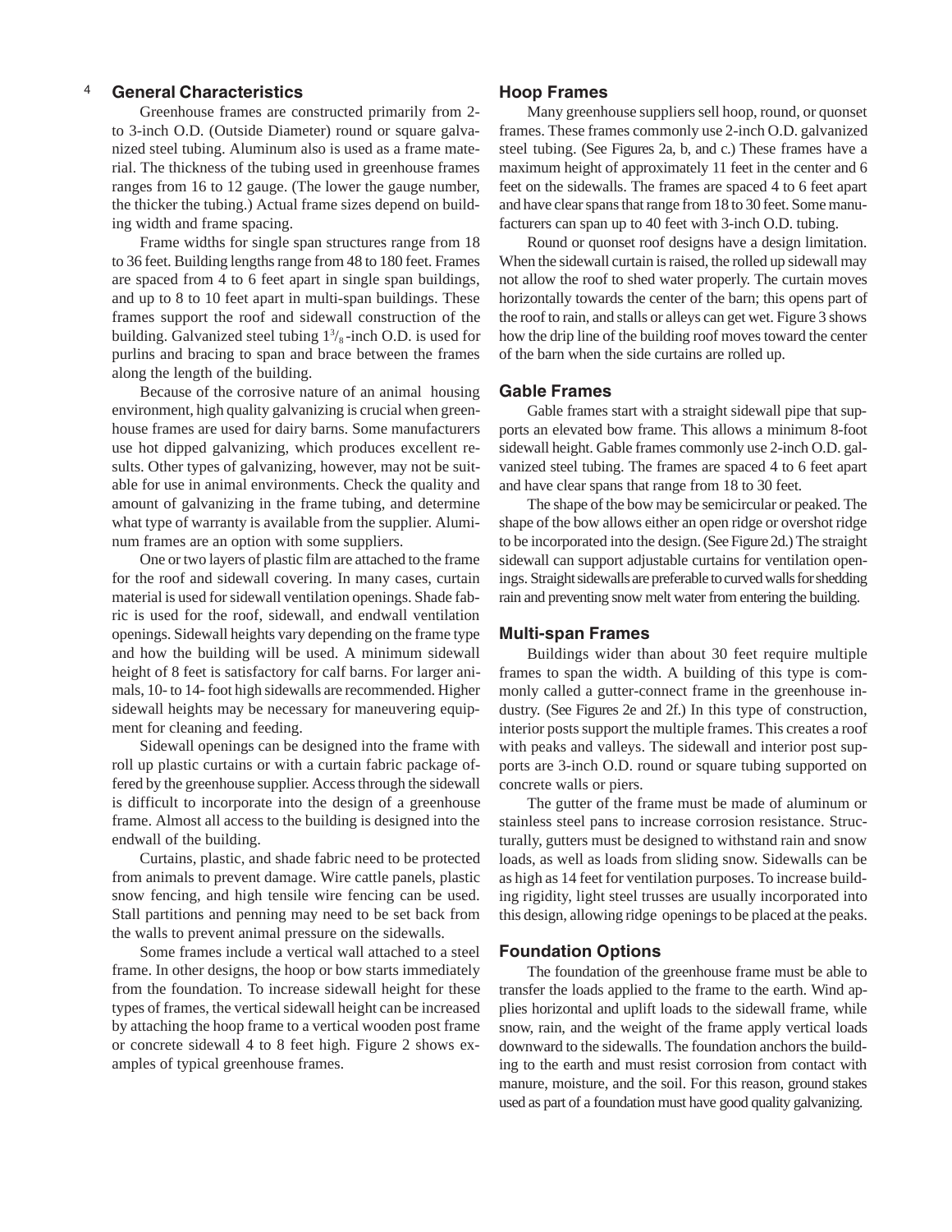## General Characteristics

Greenhouse frames are constructed primarily from 2- to 3-inch O.D. (Outside Diameter) round or square galvanized steel tubing. Aluminum also is used as a frame material. The thickness of the tubing used in greenhouse frames ranges from 16 to 12 gauge. (The lower the gauge number, the thicker the tubing.) Actual frame sizes depend on building width and frame spacing.

Frame widths for single span structures range from 18 to 36 feet. Building lengths range from 48 to 180 feet. Frames are spaced from 4 to 6 feet apart in single span buildings, and up to 8 to 10 feet apart in multi-span buildings. These frames support the roof and sidewall construction of the building. Galvanized steel tubing $1^3/_8$-inch O.D. is used for purlins and bracing to span and brace between the frames along the length of the building.

Because of the corrosive nature of an animal housing environment, high quality galvanizing is crucial when greenhouse frames are used for dairy barns. Some manufacturers use hot dipped galvanizing, which produces excellent results. Other types of galvanizing, however, may not be suitable for use in animal environments. Check the quality and amount of galvanizing in the frame tubing, and determine what type of warranty is available from the supplier. Aluminum frames are an option with some suppliers.

One or two layers of plastic film are attached to the frame for the roof and sidewall covering. In many cases, curtain material is used for sidewall ventilation openings. Shade fabric is used for the roof, sidewall, and endwall ventilation openings. Sidewall heights vary depending on the frame type and how the building will be used. A minimum sidewall height of 8 feet is satisfactory for calf barns. For larger animals, 10- to 14- foot high sidewalls are recommended. Higher sidewall heights may be necessary for maneuvering equipment for cleaning and feeding.

Sidewall openings can be designed into the frame with roll up plastic curtains or with a curtain fabric package offered by the greenhouse supplier. Access through the sidewall is difficult to incorporate into the design of a greenhouse frame. Almost all access to the building is designed into the endwall of the building.

Curtains, plastic, and shade fabric need to be protected from animals to prevent damage. Wire cattle panels, plastic snow fencing, and high tensile wire fencing can be used. Stall partitions and penning may need to be set back from the walls to prevent animal pressure on the sidewalls.

Some frames include a vertical wall attached to a steel frame. In other designs, the hoop or bow starts immediately from the foundation. To increase sidewall height for these types of frames, the vertical sidewall height can be increased by attaching the hoop frame to a vertical wooden post frame or concrete sidewall 4 to 8 feet high. Figure 2 shows examples of typical greenhouse frames.

## Hoop Frames

Many greenhouse suppliers sell hoop, round, or quonset frames. These frames commonly use 2-inch O.D. galvanized steel tubing. (See Figures 2a, b, and c.) These frames have a maximum height of approximately 11 feet in the center and 6 feet on the sidewalls. The frames are spaced 4 to 6 feet apart and have clear spans that range from 18 to 30 feet. Some manufacturers can span up to 40 feet with 3-inch O.D. tubing.

Round or quonset roof designs have a design limitation. When the sidewall curtain is raised, the rolled up sidewall may not allow the roof to shed water properly. The curtain moves horizontally towards the center of the barn; this opens part of the roof to rain, and stalls or alleys can get wet. Figure 3 shows how the drip line of the building roof moves toward the center of the barn when the side curtains are rolled up.

## Gable Frames

Gable frames start with a straight sidewall pipe that supports an elevated bow frame. This allows a minimum 8-foot sidewall height. Gable frames commonly use 2-inch O.D. galvanized steel tubing. The frames are spaced 4 to 6 feet apart and have clear spans that range from 18 to 30 feet.

The shape of the bow may be semicircular or peaked. The shape of the bow allows either an open ridge or overshot ridge to be incorporated into the design. (See Figure 2d.) The straight sidewall can support adjustable curtains for ventilation openings. Straight sidewalls are preferable to curved walls for shedding rain and preventing snow melt water from entering the building.

## Multi-span Frames

Buildings wider than about 30 feet require multiple frames to span the width. A building of this type is commonly called a gutter-connect frame in the greenhouse industry. (See Figures 2e and 2f.) In this type of construction, interior posts support the multiple frames. This creates a roof with peaks and valleys. The sidewall and interior post supports are 3-inch O.D. round or square tubing supported on concrete walls or piers.

The gutter of the frame must be made of aluminum or stainless steel pans to increase corrosion resistance. Structurally, gutters must be designed to withstand rain and snow loads, as well as loads from sliding snow. Sidewalls can be as high as 14 feet for ventilation purposes. To increase building rigidity, light steel trusses are usually incorporated into this design, allowing ridge openings to be placed at the peaks.

## Foundation Options

The foundation of the greenhouse frame must be able to transfer the loads applied to the frame to the earth. Wind applies horizontal and uplift loads to the sidewall frame, while snow, rain, and the weight of the frame apply vertical loads downward to the sidewalls. The foundation anchors the building to the earth and must resist corrosion from contact with manure, moisture, and the soil. For this reason, ground stakes used as part of a foundation must have good quality galvanizing.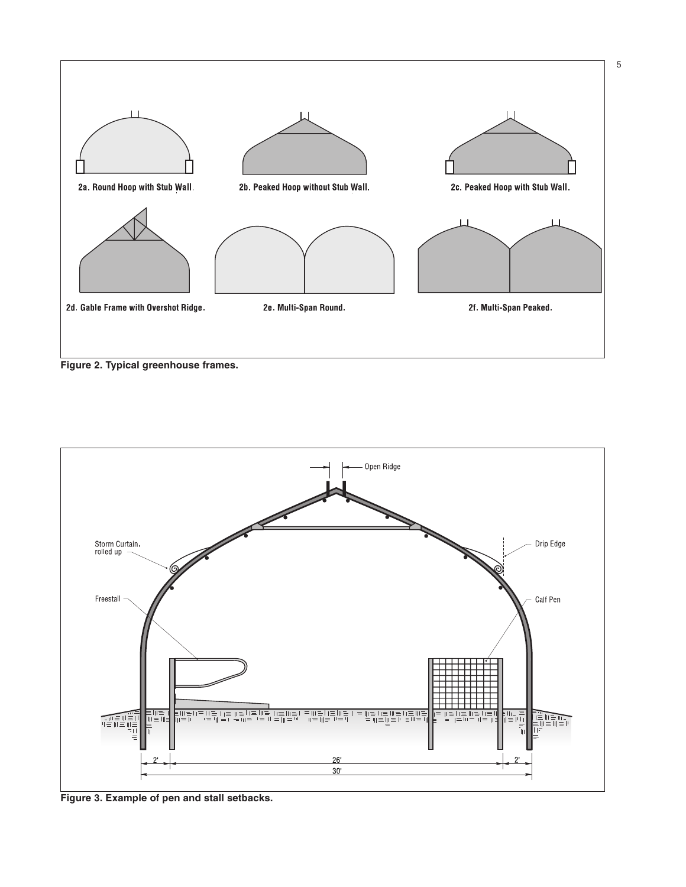2a. Round Hoop with Stub Wall.

2b. Peaked Hoop without Stub Wall.

2c. Peaked Hoop with Stub Wall.

2d. Gable Frame with Overshot Ridge.

2e. Multi-Span Round.

2f. Multi-Span Peaked.

**Figure 2. Typical greenhouse frames.**

Open Ridge

Storm Curtain, rolled up

Drip Edge

Freestall

Calf Pen

2'

26'

2'

30'

**Figure 3. Example of pen and stall setbacks.**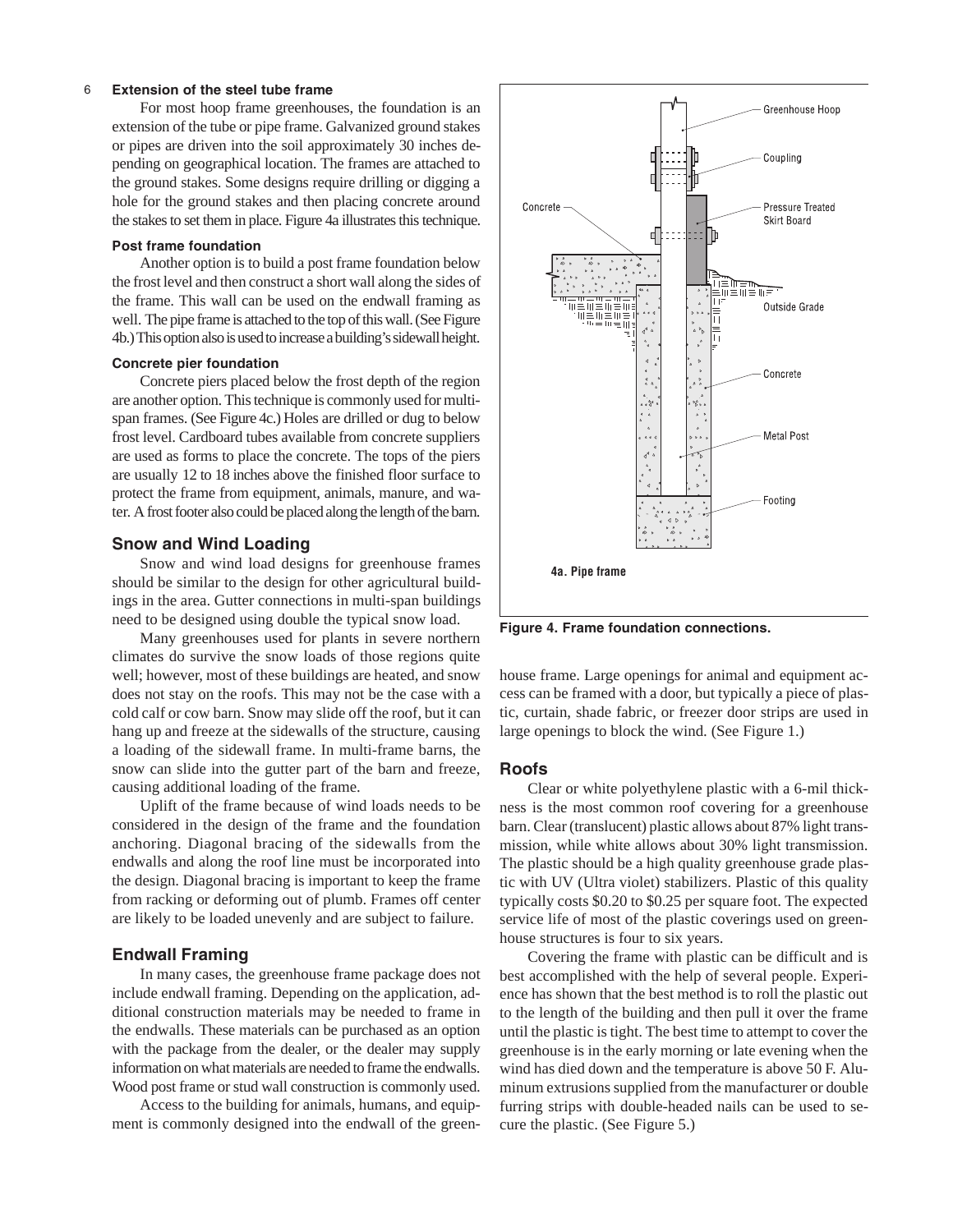### Extension of the steel tube frame

For most hoop frame greenhouses, the foundation is an extension of the tube or pipe frame. Galvanized ground stakes or pipes are driven into the soil approximately 30 inches depending on geographical location. The frames are attached to the ground stakes. Some designs require drilling or digging a hole for the ground stakes and then placing concrete around the stakes to set them in place. Figure 4a illustrates this technique.

#### Post frame foundation

Another option is to build a post frame foundation below the frost level and then construct a short wall along the sides of the frame. This wall can be used on the endwall framing as well. The pipe frame is attached to the top of this wall. (See Figure 4b.) This option also is used to increase a building's sidewall height.

#### Concrete pier foundation

Concrete piers placed below the frost depth of the region are another option. This technique is commonly used for multi-span frames. (See Figure 4c.) Holes are drilled or dug to below frost level. Cardboard tubes available from concrete suppliers are used as forms to place the concrete. The tops of the piers are usually 12 to 18 inches above the finished floor surface to protect the frame from equipment, animals, manure, and water. A frost footer also could be placed along the length of the barn.

## Snow and Wind Loading

Snow and wind load designs for greenhouse frames should be similar to the design for other agricultural buildings in the area. Gutter connections in multi-span buildings need to be designed using double the typical snow load.

Many greenhouses used for plants in severe northern climates do survive the snow loads of those regions quite well; however, most of these buildings are heated, and snow does not stay on the roofs. This may not be the case with a cold calf or cow barn. Snow may slide off the roof, but it can hang up and freeze at the sidewalls of the structure, causing a loading of the sidewall frame. In multi-frame barns, the snow can slide into the gutter part of the barn and freeze, causing additional loading of the frame.

Uplift of the frame because of wind loads needs to be considered in the design of the frame and the foundation anchoring. Diagonal bracing of the sidewalls from the endwalls and along the roof line must be incorporated into the design. Diagonal bracing is important to keep the frame from racking or deforming out of plumb. Frames off center are likely to be loaded unevenly and are subject to failure.

## Endwall Framing

In many cases, the greenhouse frame package does not include endwall framing. Depending on the application, additional construction materials may be needed to frame in the endwalls. These materials can be purchased as an option with the package from the dealer, or the dealer may supply information on what materials are needed to frame the endwalls. Wood post frame or stud wall construction is commonly used.

Access to the building for animals, humans, and equipment is commonly designed into the endwall of the greenhouse frame. Large openings for animal and equipment access can be framed with a door, but typically a piece of plastic, curtain, shade fabric, or freezer door strips are used in large openings to block the wind. (See Figure 1.)

Greenhouse Hoop
Coupling
Concrete
Pressure Treated Skirt Board
Outside Grade
Concrete
Metal Post
Footing

**4a. Pipe frame**

**Figure 4. Frame foundation connections.**

## Roofs

Clear or white polyethylene plastic with a 6-mil thickness is the most common roof covering for a greenhouse barn. Clear (translucent) plastic allows about 87% light transmission, while white allows about 30% light transmission. The plastic should be a high quality greenhouse grade plastic with UV (Ultra violet) stabilizers. Plastic of this quality typically costs $0.20 to $0.25 per square foot. The expected service life of most of the plastic coverings used on greenhouse structures is four to six years.

Covering the frame with plastic can be difficult and is best accomplished with the help of several people. Experience has shown that the best method is to roll the plastic out to the length of the building and then pull it over the frame until the plastic is tight. The best time to attempt to cover the greenhouse is in the early morning or late evening when the wind has died down and the temperature is above 50 F. Aluminum extrusions supplied from the manufacturer or double furring strips with double-headed nails can be used to secure the plastic. (See Figure 5.)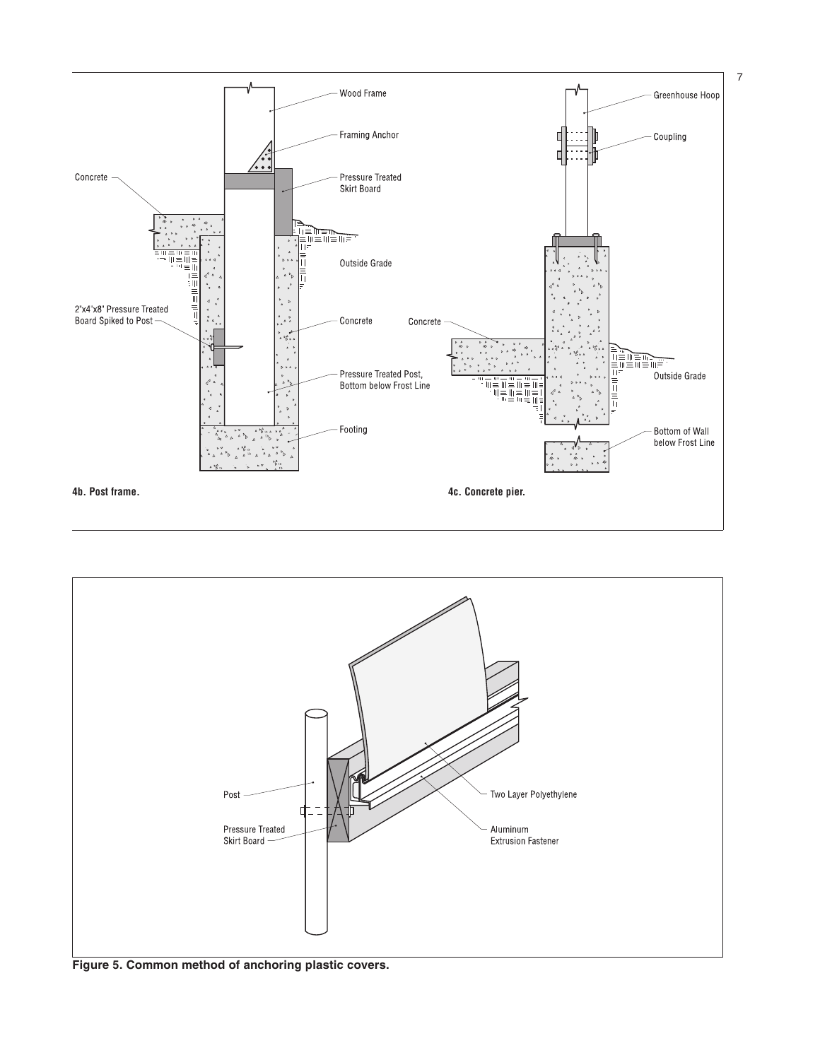Wood Frame

Framing Anchor

Concrete

Pressure Treated Skirt Board

Outside Grade

2"x4"x8" Pressure Treated Board Spiked to Post

Concrete

Pressure Treated Post, Bottom below Frost Line

Footing

**4b. Post frame.**

Greenhouse Hoop

Coupling

Concrete

Outside Grade

Bottom of Wall below Frost Line

**4c. Concrete pier.**

Post

Pressure Treated Skirt Board

Two Layer Polyethylene

Aluminum Extrusion Fastener

**Figure 5. Common method of anchoring plastic covers.**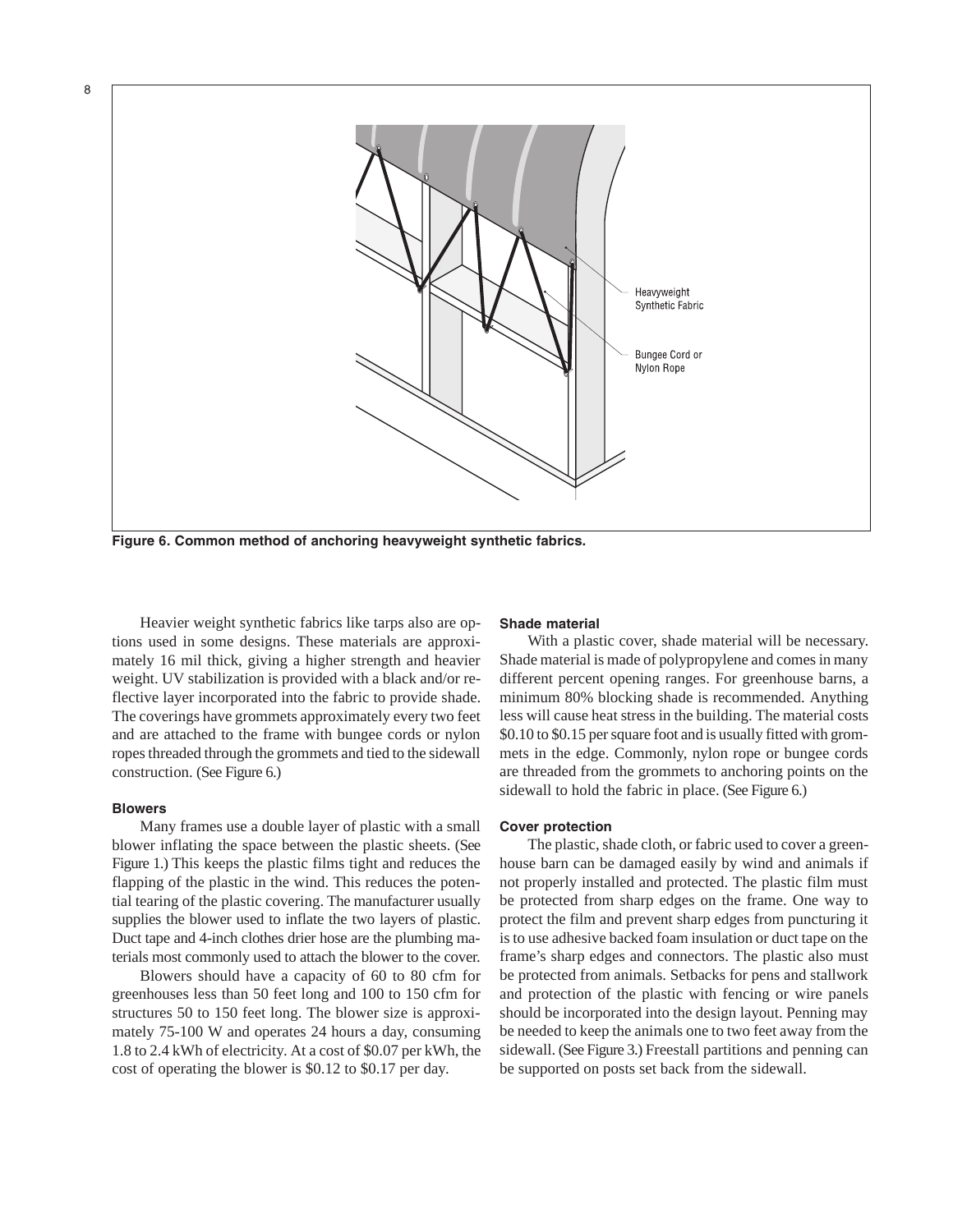Figure 6. Common method of anchoring heavyweight synthetic fabrics.

Heavier weight synthetic fabrics like tarps also are options used in some designs. These materials are approximately 16 mil thick, giving a higher strength and heavier weight. UV stabilization is provided with a black and/or reflective layer incorporated into the fabric to provide shade. The coverings have grommets approximately every two feet and are attached to the frame with bungee cords or nylon ropes threaded through the grommets and tied to the sidewall construction. (See Figure 6.)

#### Blowers

Many frames use a double layer of plastic with a small blower inflating the space between the plastic sheets. (See Figure 1.) This keeps the plastic films tight and reduces the flapping of the plastic in the wind. This reduces the potential tearing of the plastic covering. The manufacturer usually supplies the blower used to inflate the two layers of plastic. Duct tape and 4-inch clothes drier hose are the plumbing materials most commonly used to attach the blower to the cover.

Blowers should have a capacity of 60 to 80 cfm for greenhouses less than 50 feet long and 100 to 150 cfm for structures 50 to 150 feet long. The blower size is approximately 75-100 W and operates 24 hours a day, consuming 1.8 to 2.4 kWh of electricity. At a cost of $0.07 per kWh, the cost of operating the blower is $0.12 to $0.17 per day.

#### Shade material

With a plastic cover, shade material will be necessary. Shade material is made of polypropylene and comes in many different percent opening ranges. For greenhouse barns, a minimum 80% blocking shade is recommended. Anything less will cause heat stress in the building. The material costs $0.10 to $0.15 per square foot and is usually fitted with grommets in the edge. Commonly, nylon rope or bungee cords are threaded from the grommets to anchoring points on the sidewall to hold the fabric in place. (See Figure 6.)

#### Cover protection

The plastic, shade cloth, or fabric used to cover a greenhouse barn can be damaged easily by wind and animals if not properly installed and protected. The plastic film must be protected from sharp edges on the frame. One way to protect the film and prevent sharp edges from puncturing it is to use adhesive backed foam insulation or duct tape on the frame's sharp edges and connectors. The plastic also must be protected from animals. Setbacks for pens and stallwork and protection of the plastic with fencing or wire panels should be incorporated into the design layout. Penning may be needed to keep the animals one to two feet away from the sidewall. (See Figure 3.) Freestall partitions and penning can be supported on posts set back from the sidewall.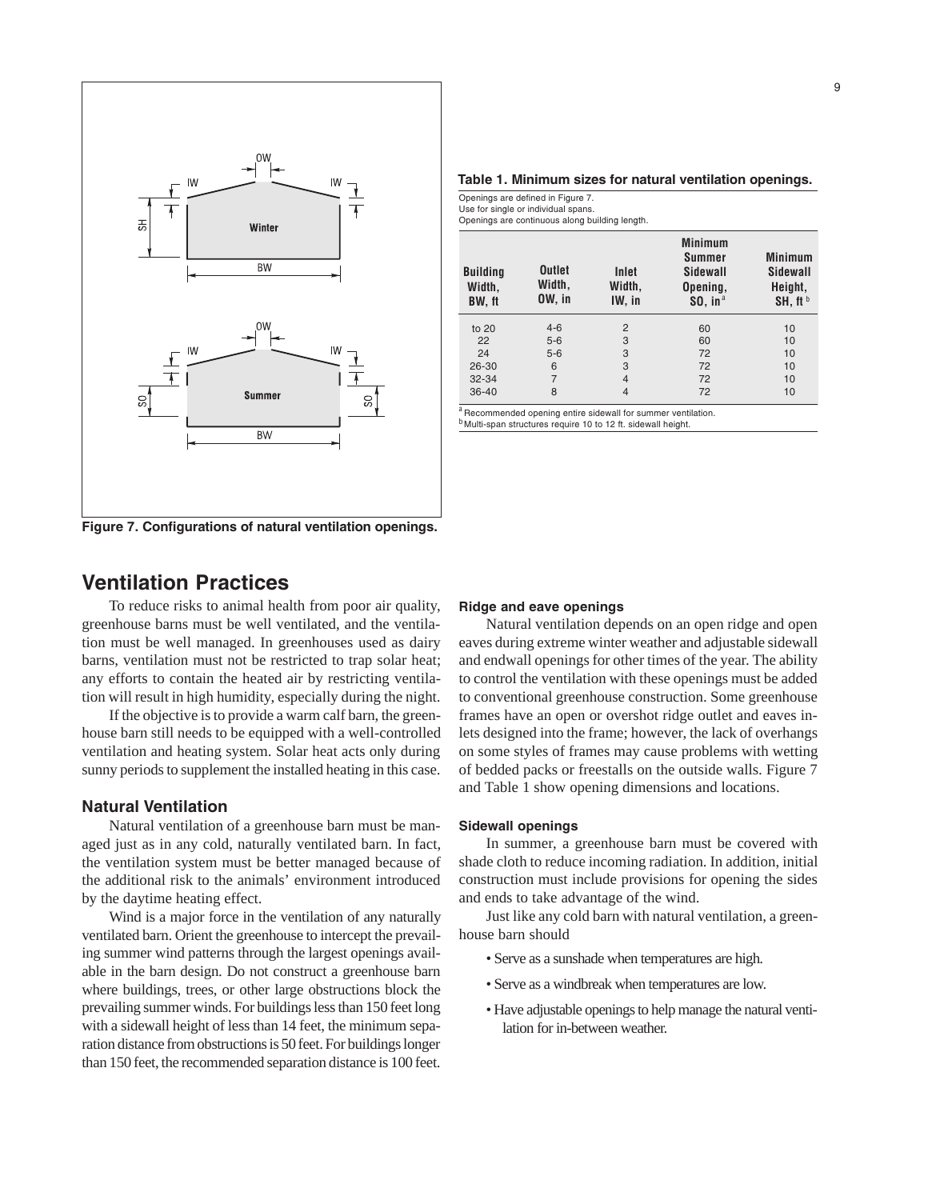Figure 7. Configurations of natural ventilation openings.

**Table 1. Minimum sizes for natural ventilation openings.**

Openings are defined in Figure 7.
Use for single or individual spans.
Openings are continuous along building length.

| Building Width, BW, ft | Outlet Width, OW, in | Inlet Width, IW, in | Minimum Summer Sidewall Opening, SO, in[a] | Minimum Sidewall Height, SH, ft[b] |
|---|---|---|---|---|
| to 20 | 4-6 | 2 | 60 | 10 |
| 22 | 5-6 | 3 | 60 | 10 |
| 24 | 5-6 | 3 | 72 | 10 |
| 26-30 | 6 | 3 | 72 | 10 |
| 32-34 | 7 | 4 | 72 | 10 |
| 36-40 | 8 | 4 | 72 | 10 |

[a] Recommended opening entire sidewall for summer ventilation.
[b] Multi-span structures require 10 to 12 ft. sidewall height.

## Ventilation Practices

To reduce risks to animal health from poor air quality, greenhouse barns must be well ventilated, and the ventilation must be well managed. In greenhouses used as dairy barns, ventilation must not be restricted to trap solar heat; any efforts to contain the heated air by restricting ventilation will result in high humidity, especially during the night.

If the objective is to provide a warm calf barn, the greenhouse barn still needs to be equipped with a well-controlled ventilation and heating system. Solar heat acts only during sunny periods to supplement the installed heating in this case.

### Natural Ventilation

Natural ventilation of a greenhouse barn must be managed just as in any cold, naturally ventilated barn. In fact, the ventilation system must be better managed because of the additional risk to the animals' environment introduced by the daytime heating effect.

Wind is a major force in the ventilation of any naturally ventilated barn. Orient the greenhouse to intercept the prevailing summer wind patterns through the largest openings available in the barn design. Do not construct a greenhouse barn where buildings, trees, or other large obstructions block the prevailing summer winds. For buildings less than 150 feet long with a sidewall height of less than 14 feet, the minimum separation distance from obstructions is 50 feet. For buildings longer than 150 feet, the recommended separation distance is 100 feet.

#### Ridge and eave openings

Natural ventilation depends on an open ridge and open eaves during extreme winter weather and adjustable sidewall and endwall openings for other times of the year. The ability to control the ventilation with these openings must be added to conventional greenhouse construction. Some greenhouse frames have an open or overshot ridge outlet and eaves inlets designed into the frame; however, the lack of overhangs on some styles of frames may cause problems with wetting of bedded packs or freestalls on the outside walls. Figure 7 and Table 1 show opening dimensions and locations.

#### Sidewall openings

In summer, a greenhouse barn must be covered with shade cloth to reduce incoming radiation. In addition, initial construction must include provisions for opening the sides and ends to take advantage of the wind.

Just like any cold barn with natural ventilation, a greenhouse barn should

- Serve as a sunshade when temperatures are high.
- Serve as a windbreak when temperatures are low.
- Have adjustable openings to help manage the natural ventilation for in-between weather.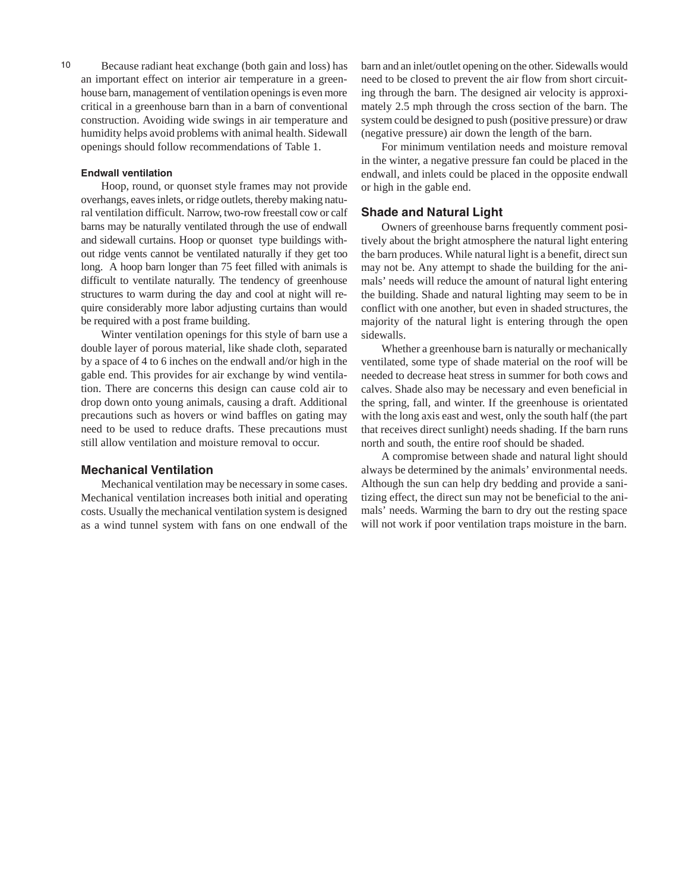Because radiant heat exchange (both gain and loss) has an important effect on interior air temperature in a greenhouse barn, management of ventilation openings is even more critical in a greenhouse barn than in a barn of conventional construction. Avoiding wide swings in air temperature and humidity helps avoid problems with animal health. Sidewall openings should follow recommendations of Table 1.

#### Endwall ventilation

Hoop, round, or quonset style frames may not provide overhangs, eaves inlets, or ridge outlets, thereby making natural ventilation difficult. Narrow, two-row freestall cow or calf barns may be naturally ventilated through the use of endwall and sidewall curtains. Hoop or quonset type buildings without ridge vents cannot be ventilated naturally if they get too long. A hoop barn longer than 75 feet filled with animals is difficult to ventilate naturally. The tendency of greenhouse structures to warm during the day and cool at night will require considerably more labor adjusting curtains than would be required with a post frame building.

Winter ventilation openings for this style of barn use a double layer of porous material, like shade cloth, separated by a space of 4 to 6 inches on the endwall and/or high in the gable end. This provides for air exchange by wind ventilation. There are concerns this design can cause cold air to drop down onto young animals, causing a draft. Additional precautions such as hovers or wind baffles on gating may need to be used to reduce drafts. These precautions must still allow ventilation and moisture removal to occur.

### Mechanical Ventilation

Mechanical ventilation may be necessary in some cases. Mechanical ventilation increases both initial and operating costs. Usually the mechanical ventilation system is designed as a wind tunnel system with fans on one endwall of the barn and an inlet/outlet opening on the other. Sidewalls would need to be closed to prevent the air flow from short circuiting through the barn. The designed air velocity is approximately 2.5 mph through the cross section of the barn. The system could be designed to push (positive pressure) or draw (negative pressure) air down the length of the barn.

For minimum ventilation needs and moisture removal in the winter, a negative pressure fan could be placed in the endwall, and inlets could be placed in the opposite endwall or high in the gable end.

### Shade and Natural Light

Owners of greenhouse barns frequently comment positively about the bright atmosphere the natural light entering the barn produces. While natural light is a benefit, direct sun may not be. Any attempt to shade the building for the animals' needs will reduce the amount of natural light entering the building. Shade and natural lighting may seem to be in conflict with one another, but even in shaded structures, the majority of the natural light is entering through the open sidewalls.

Whether a greenhouse barn is naturally or mechanically ventilated, some type of shade material on the roof will be needed to decrease heat stress in summer for both cows and calves. Shade also may be necessary and even beneficial in the spring, fall, and winter. If the greenhouse is orientated with the long axis east and west, only the south half (the part that receives direct sunlight) needs shading. If the barn runs north and south, the entire roof should be shaded.

A compromise between shade and natural light should always be determined by the animals' environmental needs. Although the sun can help dry bedding and provide a sanitizing effect, the direct sun may not be beneficial to the animals' needs. Warming the barn to dry out the resting space will not work if poor ventilation traps moisture in the barn.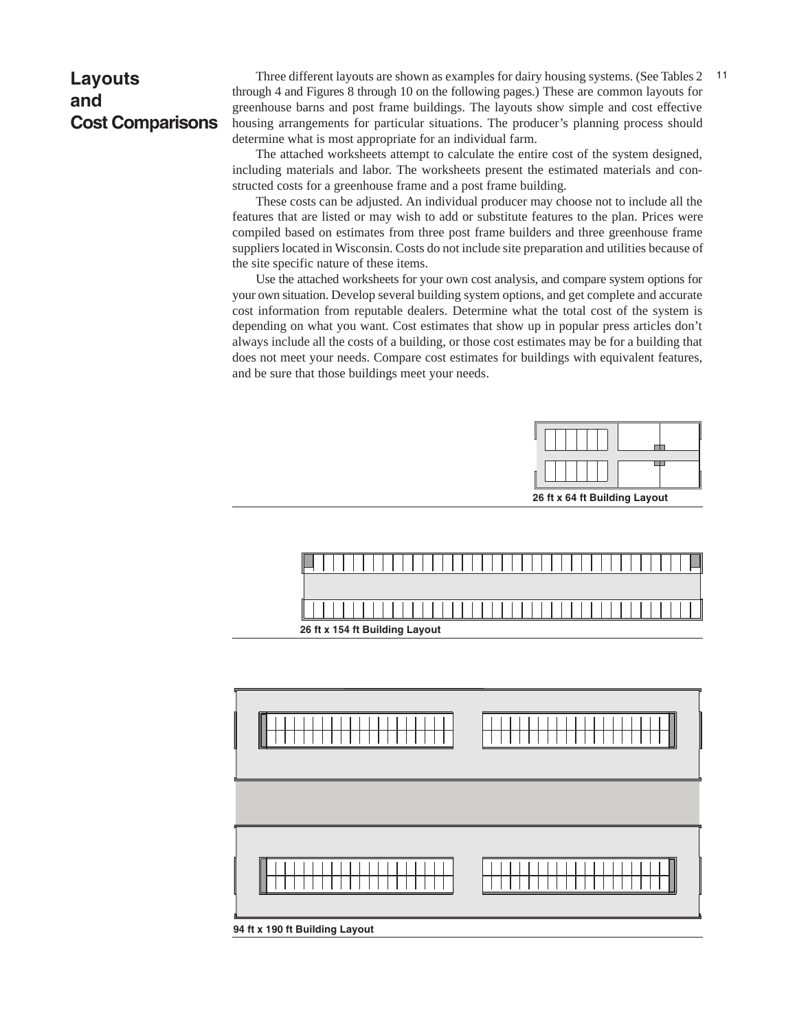# Layouts and Cost Comparisons

Three different layouts are shown as examples for dairy housing systems. (See Tables 2 through 4 and Figures 8 through 10 on the following pages.) These are common layouts for greenhouse barns and post frame buildings. The layouts show simple and cost effective housing arrangements for particular situations. The producer's planning process should determine what is most appropriate for an individual farm.

The attached worksheets attempt to calculate the entire cost of the system designed, including materials and labor. The worksheets present the estimated materials and constructed costs for a greenhouse frame and a post frame building.

These costs can be adjusted. An individual producer may choose not to include all the features that are listed or may wish to add or substitute features to the plan. Prices were compiled based on estimates from three post frame builders and three greenhouse frame suppliers located in Wisconsin. Costs do not include site preparation and utilities because of the site specific nature of these items.

Use the attached worksheets for your own cost analysis, and compare system options for your own situation. Develop several building system options, and get complete and accurate cost information from reputable dealers. Determine what the total cost of the system is depending on what you want. Cost estimates that show up in popular press articles don't always include all the costs of a building, or those cost estimates may be for a building that does not meet your needs. Compare cost estimates for buildings with equivalent features, and be sure that those buildings meet your needs.

**26 ft x 64 ft Building Layout**

**26 ft x 154 ft Building Layout**

**94 ft x 190 ft Building Layout**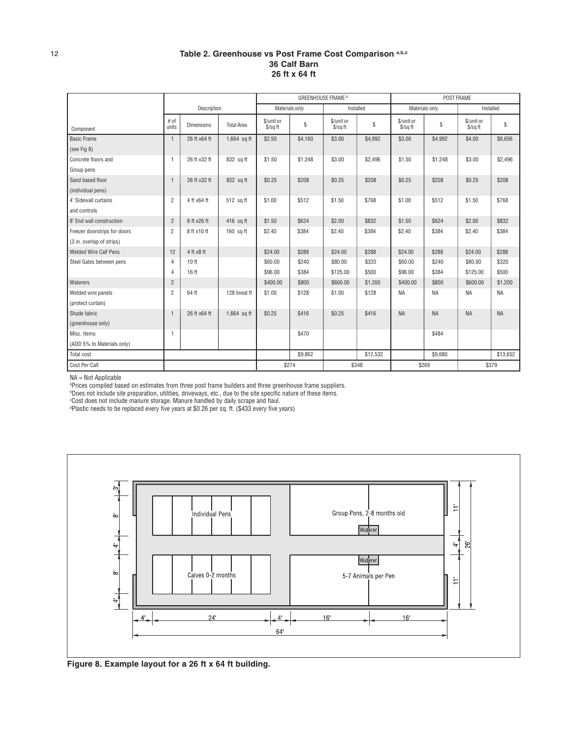### Table 2. Greenhouse vs Post Frame Cost Comparison [a,b,c]
### 36 Calf Barn
### 26 ft x 64 ft

| | Description | | | GREENHOUSE FRAME [d] | | | | POST FRAME | | | |
|---|---|---|---|---|---|---|---|---|---|---|---|
| | | | | Materials only | | Installed | | Materials only | | Installed | |
| Component | # of units | Dimensions | Total Area | $/unit or $/sq ft | $ | $/unit or $/sq ft | $ | $/unit or $/sq ft | $ | $/unit or $/sq ft | $ |
| Basic Frame (see Fig 8) | 1 | 26 ft x64 ft | 1,664 sq ft | $2.50 | $4,160 | $3.00 | $4,992 | $3.00 | $4,992 | $4.00 | $6,656 |
| Concrete floors and Group pens | 1 | 26 ft x32 ft | 832 sq ft | $1.50 | $1,248 | $3.00 | $2,496 | $1.50 | $1,248 | $3.00 | $2,496 |
| Sand based floor (individual pens) | 1 | 26 ft x32 ft | 832 sq ft | $0.25 | $208 | $0.25 | $208 | $0.25 | $208 | $0.25 | $208 |
| 4' Sidewall curtains and controls | 2 | 4 ft x64 ft | 512 sq ft | $1.00 | $512 | $1.50 | $768 | $1.00 | $512 | $1.50 | $768 |
| 8' End wall construction | 2 | 8 ft x26 ft | 416 sq ft | $1.50 | $624 | $2.00 | $832 | $1.50 | $624 | $2.00 | $832 |
| Freezer doorstrips for doors (3 in. overlap of strips) | 2 | 8 ft x10 ft | 160 sq ft | $2.40 | $384 | $2.40 | $384 | $2.40 | $384 | $2.40 | $384 |
| Welded Wire Calf Pens | 12 | 4 ft x8 ft | | $24.00 | $288 | $24.00 | $288 | $24.00 | $288 | $24.00 | $288 |
| Steel Gates between pens | 4 | 10 ft | | $60.00 | $240 | $80.00 | $320 | $60.00 | $240 | $80.00 | $320 |
| | 4 | 16 ft | | $96.00 | $384 | $125.00 | $500 | $96.00 | $384 | $125.00 | $500 |
| Waterers | 2 | | | $400.00 | $800 | $600.00 | $1,200 | $400.00 | $800 | $600.00 | $1,200 |
| Welded wire panels (protect curtain) | 2 | 64 ft | 128 lineal ft | $1.00 | $128 | $1.00 | $128 | NA | NA | NA | NA |
| Shade fabric (greenhouse only) | 1 | 26 ft x64 ft | 1,664 sq ft | $0.25 | $416 | $0.25 | $416 | NA | NA | NA | NA |
| Misc. Items (ADD 5% to Materials only) | 1 | | | | $470 | | | | $484 | | |
| Total cost | | | | | $9,862 | | $12,532 | | $9,680 | | $13,652 |
| Cost Per Calf | | | | $274 | | $348 | | $269 | | $379 | |

NA = Not Applicable

[a]Prices compiled based on estimates from three post frame builders and three greenhouse frame suppliers.

[b]Does not include site preparation, utilities, driveways, etc., due to the site specific nature of these items.

[c]Cost does not include manure storage. Manure handled by daily scrape and haul.

[d]Plastic needs to be replaced every five years at $0.26 per sq. ft. ($433 every five years)

**Figure 8. Example layout for a 26 ft x 64 ft building.**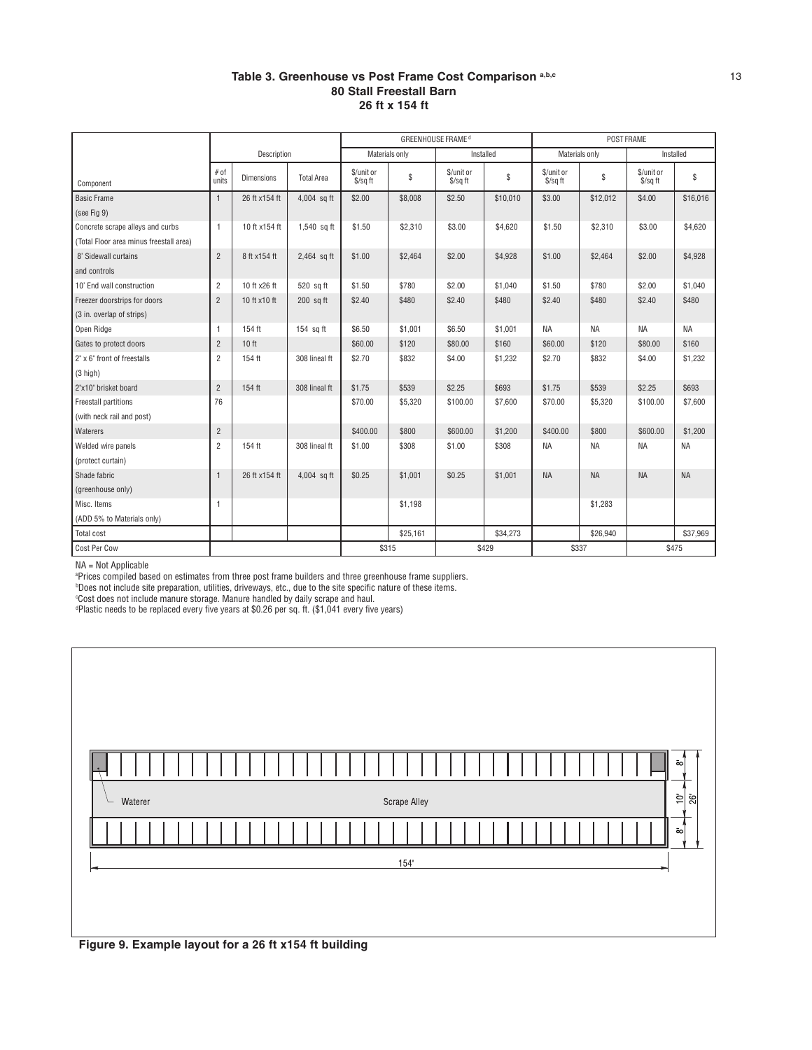**Table 3. Greenhouse vs Post Frame Cost Comparison [a,b,c]**
**80 Stall Freestall Barn**
**26 ft x 154 ft**

| | Description | | | GREENHOUSE FRAME [d] | | | | POST FRAME | | | |
|---|---|---|---|---|---|---|---|---|---|---|---|
| | | | | Materials only | | Installed | | Materials only | | Installed | |
| Component | # of units | Dimensions | Total Area | $/unit or $/sq ft | $ | $/unit or $/sq ft | $ | $/unit or $/sq ft | $ | $/unit or $/sq ft | $ |
| Basic Frame (see Fig 9) | 1 | 26 ft x154 ft | 4,004 sq ft | $2.00 | $8,008 | $2.50 | $10,010 | $3.00 | $12,012 | $4.00 | $16,016 |
| Concrete scrape alleys and curbs (Total Floor area minus freestall area) | 1 | 10 ft x154 ft | 1,540 sq ft | $1.50 | $2,310 | $3.00 | $4,620 | $1.50 | $2,310 | $3.00 | $4,620 |
| 8' Sidewall curtains and controls | 2 | 8 ft x154 ft | 2,464 sq ft | $1.00 | $2,464 | $2.00 | $4,928 | $1.00 | $2,464 | $2.00 | $4,928 |
| 10' End wall construction | 2 | 10 ft x26 ft | 520 sq ft | $1.50 | $780 | $2.00 | $1,040 | $1.50 | $780 | $2.00 | $1,040 |
| Freezer doorstrips for doors (3 in. overlap of strips) | 2 | 10 ft x10 ft | 200 sq ft | $2.40 | $480 | $2.40 | $480 | $2.40 | $480 | $2.40 | $480 |
| Open Ridge | 1 | 154 ft | 154 sq ft | $6.50 | $1,001 | $6.50 | $1,001 | NA | NA | NA | NA |
| Gates to protect doors | 2 | 10 ft | | $60.00 | $120 | $80.00 | $160 | $60.00 | $120 | $80.00 | $160 |
| 2" x 6" front of freestalls (3 high) | 2 | 154 ft | 308 lineal ft | $2.70 | $832 | $4.00 | $1,232 | $2.70 | $832 | $4.00 | $1,232 |
| 2"x10" brisket board | 2 | 154 ft | 308 lineal ft | $1.75 | $539 | $2.25 | $693 | $1.75 | $539 | $2.25 | $693 |
| Freestall partitions (with neck rail and post) | 76 | | | $70.00 | $5,320 | $100.00 | $7,600 | $70.00 | $5,320 | $100.00 | $7,600 |
| Waterers | 2 | | | $400.00 | $800 | $600.00 | $1,200 | $400.00 | $800 | $600.00 | $1,200 |
| Welded wire panels (protect curtain) | 2 | 154 ft | 308 lineal ft | $1.00 | $308 | $1.00 | $308 | NA | NA | NA | NA |
| Shade fabric (greenhouse only) | 1 | 26 ft x154 ft | 4,004 sq ft | $0.25 | $1,001 | $0.25 | $1,001 | NA | NA | NA | NA |
| Misc. Items (ADD 5% to Materials only) | 1 | | | | $1,198 | | | | $1,283 | | |
| Total cost | | | | | $25,161 | | $34,273 | | $26,940 | | $37,969 |
| Cost Per Cow | | | | $315 | | $429 | | $337 | | $475 | |

NA = Not Applicable

[a]Prices compiled based on estimates from three post frame builders and three greenhouse frame suppliers.

[b]Does not include site preparation, utilities, driveways, etc., due to the site specific nature of these items.

[c]Cost does not include manure storage. Manure handled by daily scrape and haul.

[d]Plastic needs to be replaced every five years at $0.26 per sq. ft. ($1,041 every five years)

Waterer | Scrape Alley | 8' | 10' | 8' | 26' | 154'

**Figure 9. Example layout for a 26 ft x154 ft building**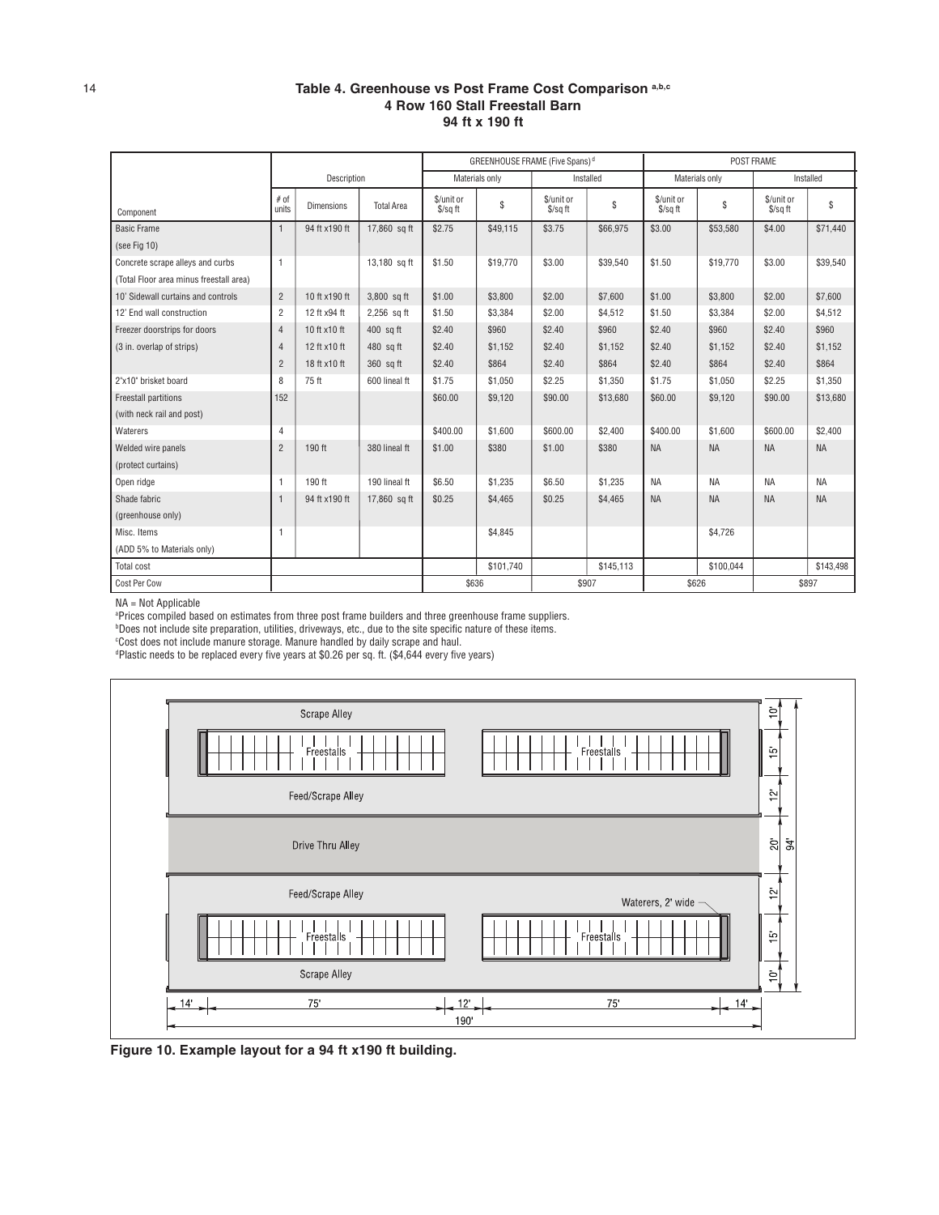### Table 4. Greenhouse vs Post Frame Cost Comparison [a,b,c]
### 4 Row 160 Stall Freestall Barn
### 94 ft x 190 ft

| | Description | | | GREENHOUSE FRAME (Five Spans) [d] | | | | POST FRAME | | | |
|---|---|---|---|---|---|---|---|---|---|---|---|
| | | | | Materials only | | Installed | | Materials only | | Installed | |
| Component | # of units | Dimensions | Total Area | $/unit or $/sq ft | $ | $/unit or $/sq ft | $ | $/unit or $/sq ft | $ | $/unit or $/sq ft | $ |
| Basic Frame (see Fig 10) | 1 | 94 ft x190 ft | 17,860 sq ft | $2.75 | $49,115 | $3.75 | $66,975 | $3.00 | $53,580 | $4.00 | $71,440 |
| Concrete scrape alleys and curbs (Total Floor area minus freestall area) | 1 | | 13,180 sq ft | $1.50 | $19,770 | $3.00 | $39,540 | $1.50 | $19,770 | $3.00 | $39,540 |
| 10' Sidewall curtains and controls | 2 | 10 ft x190 ft | 3,800 sq ft | $1.00 | $3,800 | $2.00 | $7,600 | $1.00 | $3,800 | $2.00 | $7,600 |
| 12' End wall construction | 2 | 12 ft x94 ft | 2,256 sq ft | $1.50 | $3,384 | $2.00 | $4,512 | $1.50 | $3,384 | $2.00 | $4,512 |
| Freezer doorstrips for doors | 4 | 10 ft x10 ft | 400 sq ft | $2.40 | $960 | $2.40 | $960 | $2.40 | $960 | $2.40 | $960 |
| (3 in. overlap of strips) | 4 | 12 ft x10 ft | 480 sq ft | $2.40 | $1,152 | $2.40 | $1,152 | $2.40 | $1,152 | $2.40 | $1,152 |
| | 2 | 18 ft x10 ft | 360 sq ft | $2.40 | $864 | $2.40 | $864 | $2.40 | $864 | $2.40 | $864 |
| 2"x10" brisket board | 8 | 75 ft | 600 lineal ft | $1.75 | $1,050 | $2.25 | $1,350 | $1.75 | $1,050 | $2.25 | $1,350 |
| Freestall partitions (with neck rail and post) | 152 | | | $60.00 | $9,120 | $90.00 | $13,680 | $60.00 | $9,120 | $90.00 | $13,680 |
| Waterers | 4 | | | $400.00 | $1,600 | $600.00 | $2,400 | $400.00 | $1,600 | $600.00 | $2,400 |
| Welded wire panels (protect curtains) | 2 | 190 ft | 380 lineal ft | $1.00 | $380 | $1.00 | $380 | NA | NA | NA | NA |
| Open ridge | 1 | 190 ft | 190 lineal ft | $6.50 | $1,235 | $6.50 | $1,235 | NA | NA | NA | NA |
| Shade fabric (greenhouse only) | 1 | 94 ft x190 ft | 17,860 sq ft | $0.25 | $4,465 | $0.25 | $4,465 | NA | NA | NA | NA |
| Misc. Items (ADD 5% to Materials only) | 1 | | | | $4,845 | | | | $4,726 | | |
| Total cost | | | | | $101,740 | | $145,113 | | $100,044 | | $143,498 |
| Cost Per Cow | | | | $636 | | $907 | | $626 | | $897 | |

NA = Not Applicable

[a]Prices compiled based on estimates from three post frame builders and three greenhouse frame suppliers.

[b]Does not include site preparation, utilities, driveways, etc., due to the site specific nature of these items.

[c]Cost does not include manure storage. Manure handled by daily scrape and haul.

[d]Plastic needs to be replaced every five years at $0.26 per sq. ft. ($4,644 every five years)

**Figure 10. Example layout for a 94 ft x190 ft building.**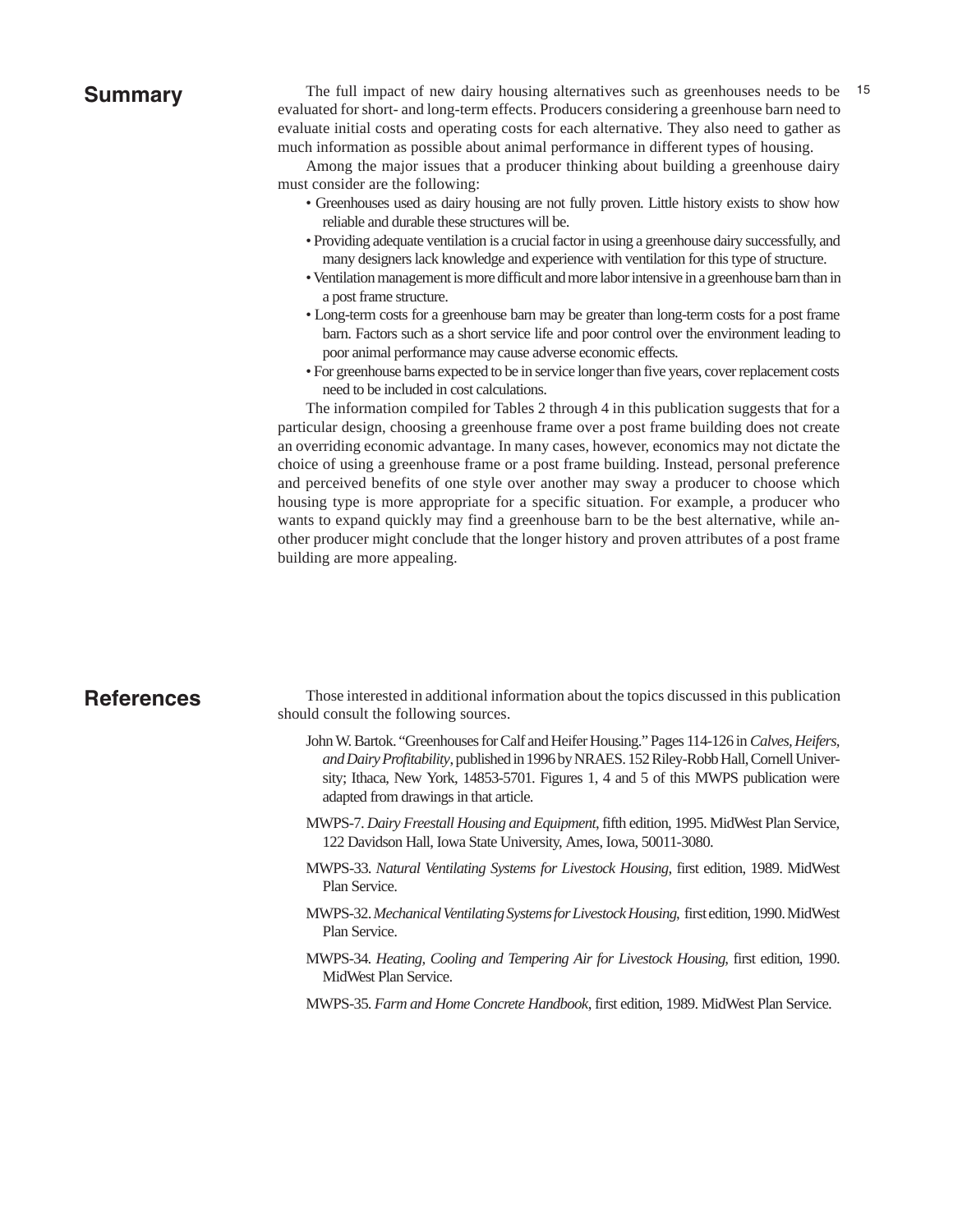## Summary

The full impact of new dairy housing alternatives such as greenhouses needs to be evaluated for short- and long-term effects. Producers considering a greenhouse barn need to evaluate initial costs and operating costs for each alternative. They also need to gather as much information as possible about animal performance in different types of housing.

Among the major issues that a producer thinking about building a greenhouse dairy must consider are the following:

- Greenhouses used as dairy housing are not fully proven. Little history exists to show how reliable and durable these structures will be.
- Providing adequate ventilation is a crucial factor in using a greenhouse dairy successfully, and many designers lack knowledge and experience with ventilation for this type of structure.
- Ventilation management is more difficult and more labor intensive in a greenhouse barn than in a post frame structure.
- Long-term costs for a greenhouse barn may be greater than long-term costs for a post frame barn. Factors such as a short service life and poor control over the environment leading to poor animal performance may cause adverse economic effects.
- For greenhouse barns expected to be in service longer than five years, cover replacement costs need to be included in cost calculations.

The information compiled for Tables 2 through 4 in this publication suggests that for a particular design, choosing a greenhouse frame over a post frame building does not create an overriding economic advantage. In many cases, however, economics may not dictate the choice of using a greenhouse frame or a post frame building. Instead, personal preference and perceived benefits of one style over another may sway a producer to choose which housing type is more appropriate for a specific situation. For example, a producer who wants to expand quickly may find a greenhouse barn to be the best alternative, while another producer might conclude that the longer history and proven attributes of a post frame building are more appealing.

## References

Those interested in additional information about the topics discussed in this publication should consult the following sources.

John W. Bartok. "Greenhouses for Calf and Heifer Housing." Pages 114-126 in *Calves, Heifers, and Dairy Profitability*, published in 1996 by NRAES. 152 Riley-Robb Hall, Cornell University; Ithaca, New York, 14853-5701. Figures 1, 4 and 5 of this MWPS publication were adapted from drawings in that article.

MWPS-7. *Dairy Freestall Housing and Equipment*, fifth edition, 1995. MidWest Plan Service, 122 Davidson Hall, Iowa State University, Ames, Iowa, 50011-3080.

MWPS-33. *Natural Ventilating Systems for Livestock Housing*, first edition, 1989. MidWest Plan Service.

MWPS-32. *Mechanical Ventilating Systems for Livestock Housing*, first edition, 1990. MidWest Plan Service.

MWPS-34. *Heating, Cooling and Tempering Air for Livestock Housing*, first edition, 1990. MidWest Plan Service.

MWPS-35. *Farm and Home Concrete Handbook*, first edition, 1989. MidWest Plan Service.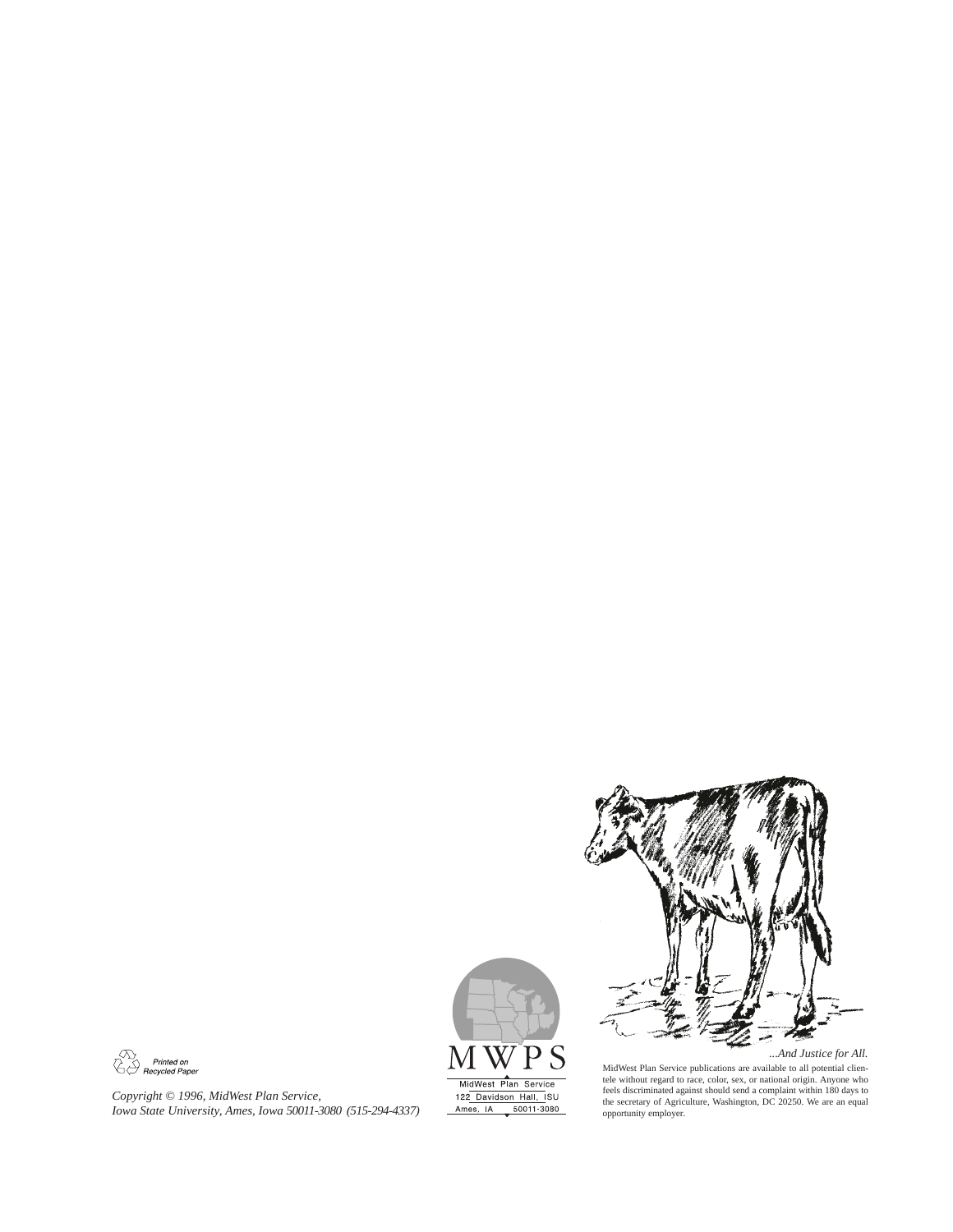Printed on Recycled Paper

*Copyright © 1996, MidWest Plan Service,*
*Iowa State University, Ames, Iowa 50011-3080 (515-294-4337)*

MWPS

MidWest Plan Service
122 Davidson Hall, ISU
Ames, IA 50011-3080

*...And Justice for All.*

MidWest Plan Service publications are available to all potential clientele without regard to race, color, sex, or national origin. Anyone who feels discriminated against should send a complaint within 180 days to the secretary of Agriculture, Washington, DC 20250. We are an equal opportunity employer.